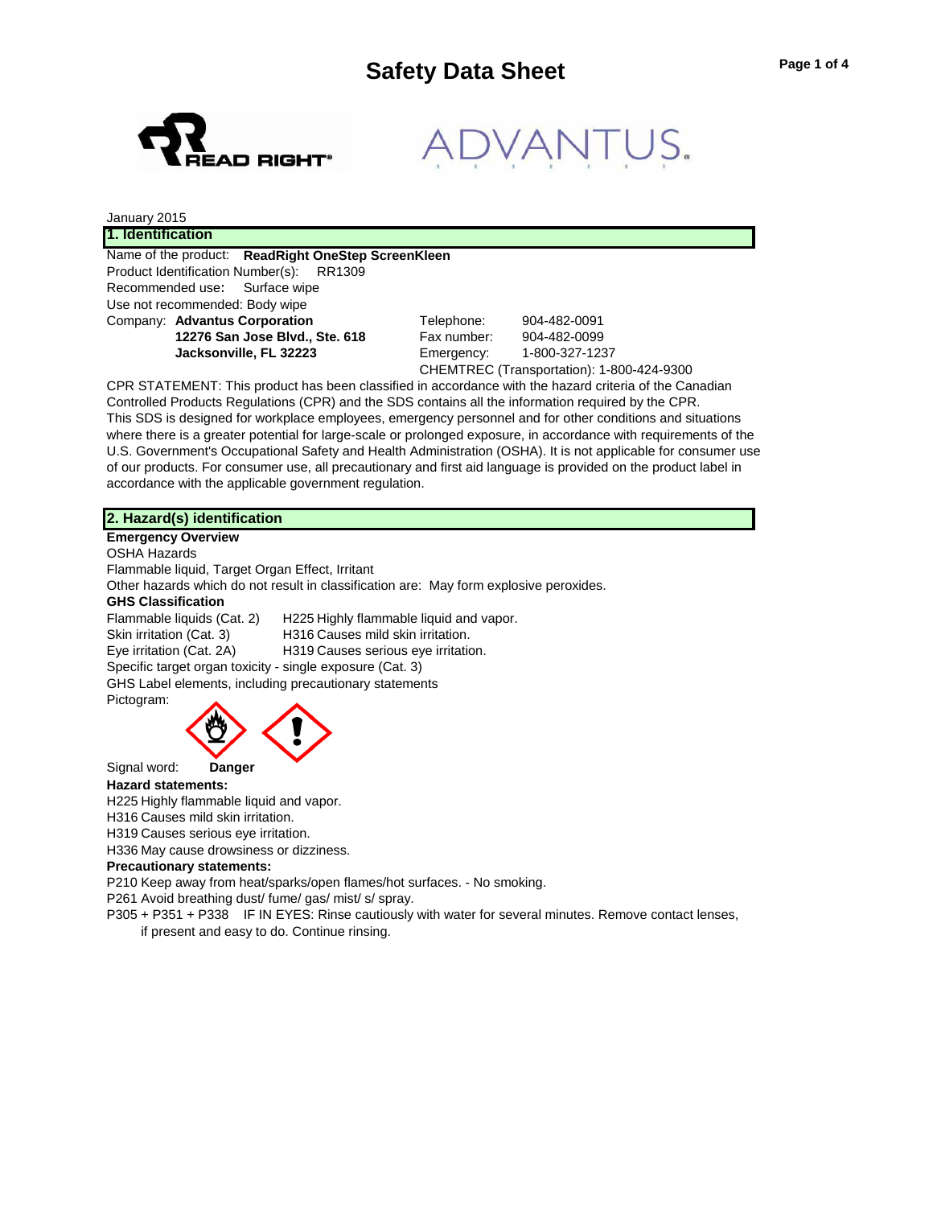# Safety Data Sheet

January 2015

## 1. Identification

Name of the product: **ReadRight OneStep ScreenKleen**
Product Identification Number(s): RR1309
Recommended use**:** Surface wipe
Use not recommended: Body wipe
Company: **Advantus Corporation**
**12276 San Jose Blvd., Ste. 618**
**Jacksonville, FL 32223**

Telephone: 904-482-0091
Fax number: 904-482-0099
Emergency: 1-800-327-1237
CHEMTREC (Transportation): 1-800-424-9300

CPR STATEMENT: This product has been classified in accordance with the hazard criteria of the Canadian Controlled Products Regulations (CPR) and the SDS contains all the information required by the CPR. This SDS is designed for workplace employees, emergency personnel and for other conditions and situations where there is a greater potential for large-scale or prolonged exposure, in accordance with requirements of the U.S. Government's Occupational Safety and Health Administration (OSHA). It is not applicable for consumer use of our products. For consumer use, all precautionary and first aid language is provided on the product label in accordance with the applicable government regulation.

## 2. Hazard(s) identification

**Emergency Overview**

OSHA Hazards

Flammable liquid, Target Organ Effect, Irritant

Other hazards which do not result in classification are: May form explosive peroxides.

**GHS Classification**

| | |
|---|---|
| Flammable liquids (Cat. 2) | H225 Highly flammable liquid and vapor. |
| Skin irritation (Cat. 3) | H316 Causes mild skin irritation. |
| Eye irritation (Cat. 2A) | H319 Causes serious eye irritation. |

Specific target organ toxicity - single exposure (Cat. 3)

GHS Label elements, including precautionary statements

Pictogram:

Signal word: **Danger**

**Hazard statements:**

H225 Highly flammable liquid and vapor.
H316 Causes mild skin irritation.
H319 Causes serious eye irritation.
H336 May cause drowsiness or dizziness.

**Precautionary statements:**

P210 Keep away from heat/sparks/open flames/hot surfaces. - No smoking.
P261 Avoid breathing dust/ fume/ gas/ mist/ s/ spray.
P305 + P351 + P338 IF IN EYES: Rinse cautiously with water for several minutes. Remove contact lenses, if present and easy to do. Continue rinsing.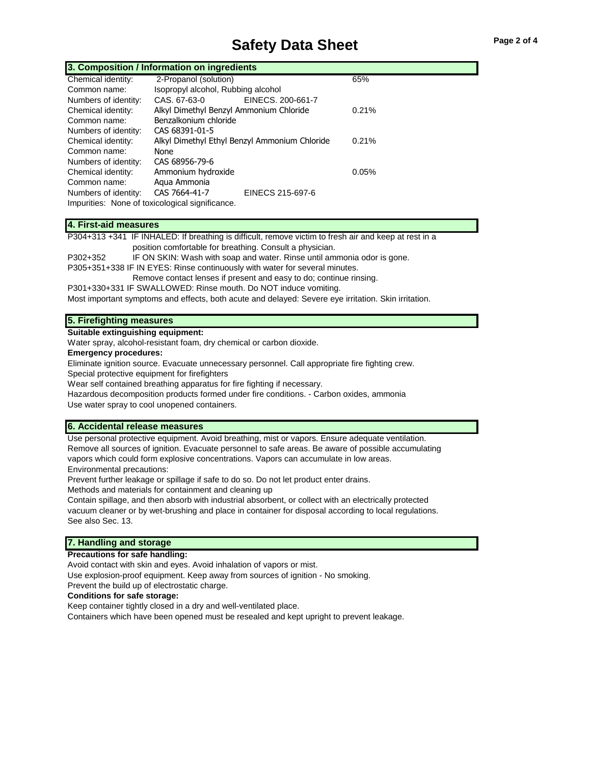# Safety Data Sheet

## 3. Composition / Information on ingredients

| | | | |
|---|---|---|---|
| Chemical identity: | 2-Propanol (solution) | | 65% |
| Common name: | Isopropyl alcohol, Rubbing alcohol | | |
| Numbers of identity: | CAS. 67-63-0 | EINECS. 200-661-7 | |
| Chemical identity: | Alkyl Dimethyl Benzyl Ammonium Chloride | | 0.21% |
| Common name: | Benzalkonium chloride | | |
| Numbers of identity: | CAS 68391-01-5 | | |
| Chemical identity: | Alkyl Dimethyl Ethyl Benzyl Ammonium Chloride | | 0.21% |
| Common name: | None | | |
| Numbers of identity: | CAS 68956-79-6 | | |
| Chemical identity: | Ammonium hydroxide | | 0.05% |
| Common name: | Aqua Ammonia | | |
| Numbers of identity: | CAS 7664-41-7 | EINECS 215-697-6 | |

Impurities: None of toxicological significance.

## 4. First-aid measures

P304+313 +341 IF INHALED: If breathing is difficult, remove victim to fresh air and keep at rest in a position comfortable for breathing. Consult a physician.

P302+352 IF ON SKIN: Wash with soap and water. Rinse until ammonia odor is gone.

P305+351+338 IF IN EYES: Rinse continuously with water for several minutes. Remove contact lenses if present and easy to do; continue rinsing.

P301+330+331 IF SWALLOWED: Rinse mouth. Do NOT induce vomiting.

Most important symptoms and effects, both acute and delayed: Severe eye irritation. Skin irritation.

## 5. Firefighting measures

**Suitable extinguishing equipment:**

Water spray, alcohol-resistant foam, dry chemical or carbon dioxide.

**Emergency procedures:**

Eliminate ignition source. Evacuate unnecessary personnel. Call appropriate fire fighting crew.

Special protective equipment for firefighters

Wear self contained breathing apparatus for fire fighting if necessary.

Hazardous decomposition products formed under fire conditions. - Carbon oxides, ammonia

Use water spray to cool unopened containers.

## 6. Accidental release measures

Use personal protective equipment. Avoid breathing, mist or vapors. Ensure adequate ventilation. Remove all sources of ignition. Evacuate personnel to safe areas. Be aware of possible accumulating vapors which could form explosive concentrations. Vapors can accumulate in low areas.

Environmental precautions:

Prevent further leakage or spillage if safe to do so. Do not let product enter drains.

Methods and materials for containment and cleaning up

Contain spillage, and then absorb with industrial absorbent, or collect with an electrically protected vacuum cleaner or by wet-brushing and place in container for disposal according to local regulations. See also Sec. 13.

## 7. Handling and storage

**Precautions for safe handling:**

Avoid contact with skin and eyes. Avoid inhalation of vapors or mist.

Use explosion-proof equipment. Keep away from sources of ignition - No smoking.

Prevent the build up of electrostatic charge.

**Conditions for safe storage:**

Keep container tightly closed in a dry and well-ventilated place.

Containers which have been opened must be resealed and kept upright to prevent leakage.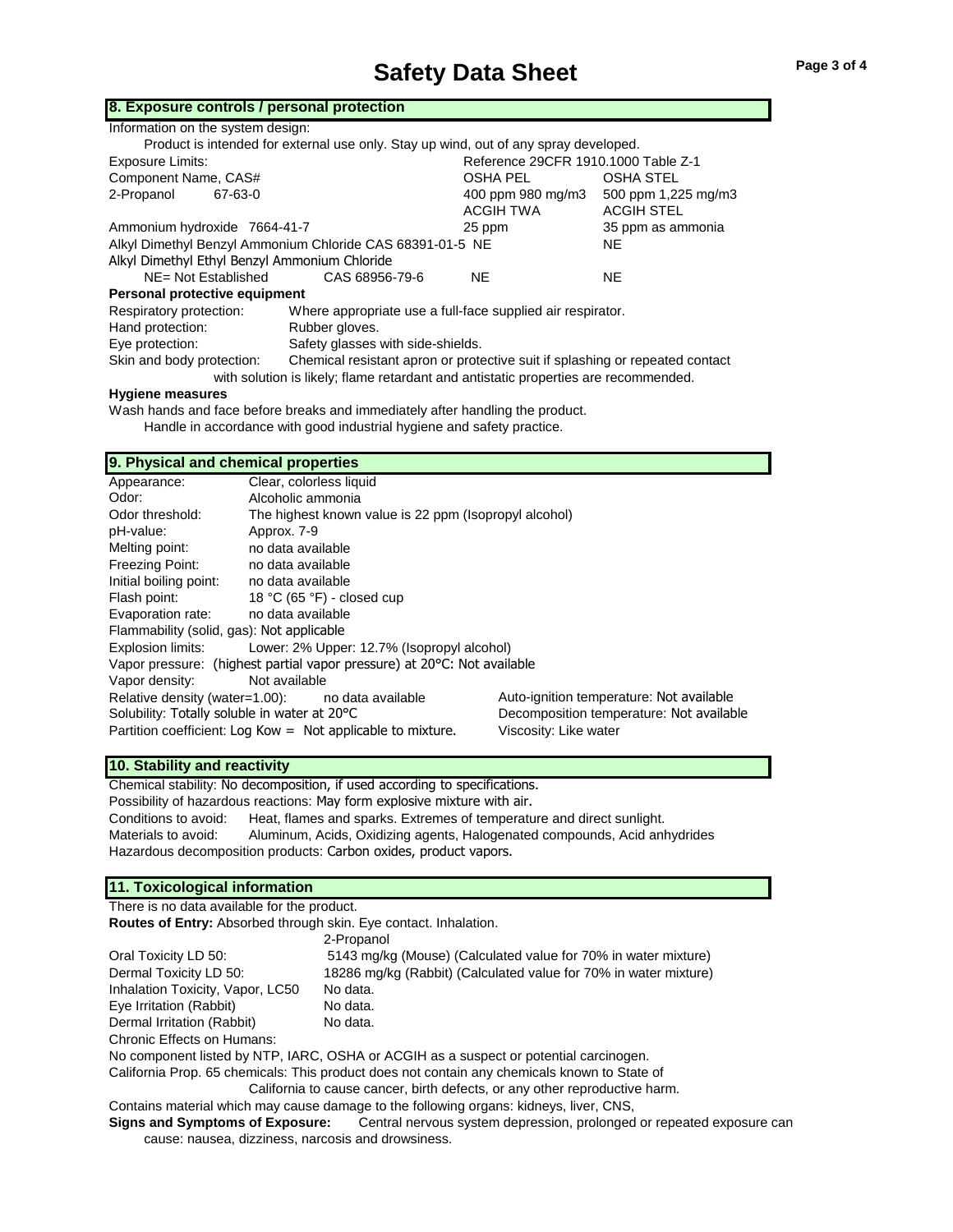# Safety Data Sheet

## 8. Exposure controls / personal protection

Information on the system design:

Product is intended for external use only. Stay up wind, out of any spray developed.

Exposure Limits: Reference 29CFR 1910.1000 Table Z-1

| Component Name, CAS# | | OSHA PEL | OSHA STEL |
|---|---|---|---|
| 2-Propanol | 67-63-0 | 400 ppm 980 mg/m3 | 500 ppm 1,225 mg/m3 |
| | | ACGIH TWA | ACGIH STEL |
| Ammonium hydroxide 7664-41-7 | | 25 ppm | 35 ppm as ammonia |
| Alkyl Dimethyl Benzyl Ammonium Chloride CAS 68391-01-5 | | NE | NE |
| Alkyl Dimethyl Ethyl Benzyl Ammonium Chloride | CAS 68956-79-6 | NE | NE |

NE= Not Established

### Personal protective equipment

Respiratory protection: Where appropriate use a full-face supplied air respirator.

Hand protection: Rubber gloves.

Eye protection: Safety glasses with side-shields.

Skin and body protection: Chemical resistant apron or protective suit if splashing or repeated contact with solution is likely; flame retardant and antistatic properties are recommended.

### Hygiene measures

Wash hands and face before breaks and immediately after handling the product.

Handle in accordance with good industrial hygiene and safety practice.

## 9. Physical and chemical properties

Appearance: Clear, colorless liquid

Odor: Alcoholic ammonia

Odor threshold: The highest known value is 22 ppm (Isopropyl alcohol)

pH-value: Approx. 7-9

Melting point: no data available

Freezing Point: no data available

Initial boiling point: no data available

Flash point: 18 °C (65 °F) - closed cup

Evaporation rate: no data available

Flammability (solid, gas): Not applicable

Explosion limits: Lower: 2% Upper: 12.7% (Isopropyl alcohol)

Vapor pressure: (highest partial vapor pressure) at 20°C: Not available

Vapor density: Not available

Relative density (water=1.00): no data available

Solubility: Totally soluble in water at 20°C

Partition coefficient: Log Kow = Not applicable to mixture.

Auto-ignition temperature: Not available

Decomposition temperature: Not available

Viscosity: Like water

## 10. Stability and reactivity

Chemical stability: No decomposition, if used according to specifications.

Possibility of hazardous reactions: May form explosive mixture with air.

Conditions to avoid: Heat, flames and sparks. Extremes of temperature and direct sunlight.

Materials to avoid: Aluminum, Acids, Oxidizing agents, Halogenated compounds, Acid anhydrides

Hazardous decomposition products: Carbon oxides, product vapors.

## 11. Toxicological information

There is no data available for the product.

**Routes of Entry:** Absorbed through skin. Eye contact. Inhalation.

| | 2-Propanol |
|---|---|
| Oral Toxicity LD 50: | 5143 mg/kg (Mouse) (Calculated value for 70% in water mixture) |
| Dermal Toxicity LD 50: | 18286 mg/kg (Rabbit) (Calculated value for 70% in water mixture) |
| Inhalation Toxicity, Vapor, LC50 | No data. |
| Eye Irritation (Rabbit) | No data. |
| Dermal Irritation (Rabbit) | No data. |

Chronic Effects on Humans:

No component listed by NTP, IARC, OSHA or ACGIH as a suspect or potential carcinogen.

California Prop. 65 chemicals: This product does not contain any chemicals known to State of California to cause cancer, birth defects, or any other reproductive harm.

Contains material which may cause damage to the following organs: kidneys, liver, CNS,

**Signs and Symptoms of Exposure:** Central nervous system depression, prolonged or repeated exposure can cause: nausea, dizziness, narcosis and drowsiness.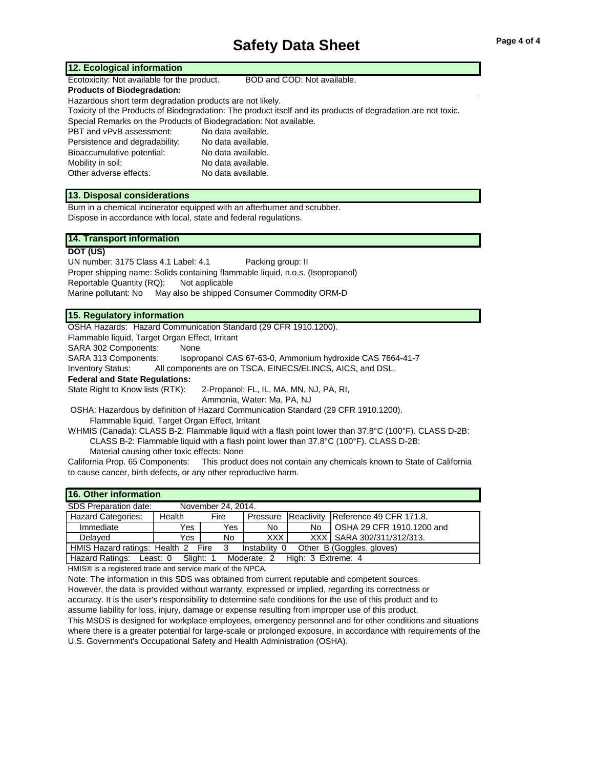# Safety Data Sheet

## 12. Ecological information

Ecotoxicity: Not available for the product. BOD and COD: Not available.

**Products of Biodegradation:**

Hazardous short term degradation products are not likely.

Toxicity of the Products of Biodegradation: The product itself and its products of degradation are not toxic.

Special Remarks on the Products of Biodegradation: Not available.

PBT and vPvB assessment: No data available.
Persistence and degradability: No data available.
Bioaccumulative potential: No data available.
Mobility in soil: No data available.
Other adverse effects: No data available.

## 13. Disposal considerations

Burn in a chemical incinerator equipped with an afterburner and scrubber.
Dispose in accordance with local, state and federal regulations.

## 14. Transport information

**DOT (US)**

UN number: 3175 Class 4.1 Label: 4.1 Packing group: II
Proper shipping name: Solids containing flammable liquid, n.o.s. (Isopropanol)
Reportable Quantity (RQ): Not applicable
Marine pollutant: No May also be shipped Consumer Commodity ORM-D

## 15. Regulatory information

OSHA Hazards: Hazard Communication Standard (29 CFR 1910.1200).
Flammable liquid, Target Organ Effect, Irritant
SARA 302 Components: None
SARA 313 Components: Isopropanol CAS 67-63-0, Ammonium hydroxide CAS 7664-41-7
Inventory Status: All components are on TSCA, EINECS/ELINCS, AICS, and DSL.

**Federal and State Regulations:**

State Right to Know lists (RTK): 2-Propanol: FL, IL, MA, MN, NJ, PA, RI,
Ammonia, Water: Ma, PA, NJ

OSHA: Hazardous by definition of Hazard Communication Standard (29 CFR 1910.1200).
Flammable liquid, Target Organ Effect, Irritant

WHMIS (Canada): CLASS B-2: Flammable liquid with a flash point lower than 37.8°C (100°F). CLASS D-2B:
CLASS B-2: Flammable liquid with a flash point lower than 37.8°C (100°F). CLASS D-2B:
Material causing other toxic effects: None

California Prop. 65 Components: This product does not contain any chemicals known to State of California to cause cancer, birth defects, or any other reproductive harm.

## 16. Other information

SDS Preparation date: November 24, 2014.

| Hazard Categories: | Health | Fire | Pressure | Reactivity | Reference 49 CFR 171.8, |
|---|---|---|---|---|---|
| Immediate | Yes | Yes | No | No | OSHA 29 CFR 1910.1200 and |
| Delayed | Yes | No | XXX | XXX | SARA 302/311/312/313. |

HMIS Hazard ratings: Health 2 Fire 3 Instability 0 Other B (Goggles, gloves)

Hazard Ratings: Least: 0 Slight: 1 Moderate: 2 High: 3 Extreme: 4

HMIS® is a registered trade and service mark of the NPCA.

Note: The information in this SDS was obtained from current reputable and competent sources. However, the data is provided without warranty, expressed or implied, regarding its correctness or accuracy. It is the user's responsibility to determine safe conditions for the use of this product and to assume liability for loss, injury, damage or expense resulting from improper use of this product.

This MSDS is designed for workplace employees, emergency personnel and for other conditions and situations where there is a greater potential for large-scale or prolonged exposure, in accordance with requirements of the U.S. Government's Occupational Safety and Health Administration (OSHA).